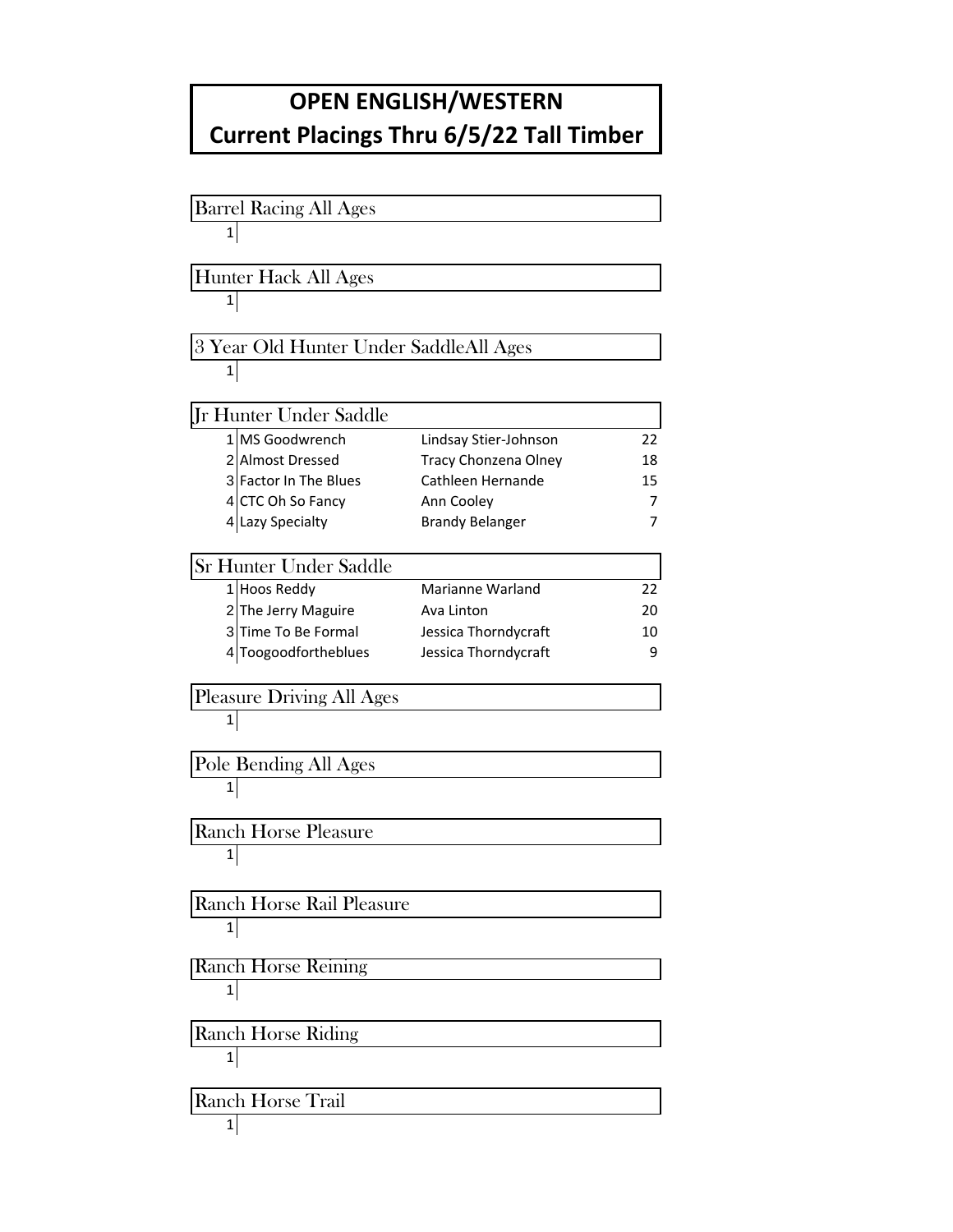# OPEN ENGLISH/WESTERN
# Current Placings Thru 6/5/22 Tall Timber

| Barrel Racing All Ages | | | |
|---|---|---|---|
| 1 | | | |

| Hunter Hack All Ages | | | |
|---|---|---|---|
| 1 | | | |

| 3 Year Old Hunter Under SaddleAll Ages | | | |
|---|---|---|---|
| 1 | | | |

| Jr Hunter Under Saddle | | | |
|---|---|---|---|
| 1 | MS Goodwrench | Lindsay Stier-Johnson | 22 |
| 2 | Almost Dressed | Tracy Chonzena Olney | 18 |
| 3 | Factor In The Blues | Cathleen Hernande | 15 |
| 4 | CTC Oh So Fancy | Ann Cooley | 7 |
| 4 | Lazy Specialty | Brandy Belanger | 7 |

| Sr Hunter Under Saddle | | | |
|---|---|---|---|
| 1 | Hoos Reddy | Marianne Warland | 22 |
| 2 | The Jerry Maguire | Ava Linton | 20 |
| 3 | Time To Be Formal | Jessica Thorndycraft | 10 |
| 4 | Toogoodfortheblues | Jessica Thorndycraft | 9 |

| Pleasure Driving All Ages | | | |
|---|---|---|---|
| 1 | | | |

| Pole Bending All Ages | | | |
|---|---|---|---|
| 1 | | | |

| Ranch Horse Pleasure | | | |
|---|---|---|---|
| 1 | | | |

| Ranch Horse Rail Pleasure | | | |
|---|---|---|---|
| 1 | | | |

| Ranch Horse Reining | | | |
|---|---|---|---|
| 1 | | | |

| Ranch Horse Riding | | | |
|---|---|---|---|
| 1 | | | |

| Ranch Horse Trail | | | |
|---|---|---|---|
| 1 | | | |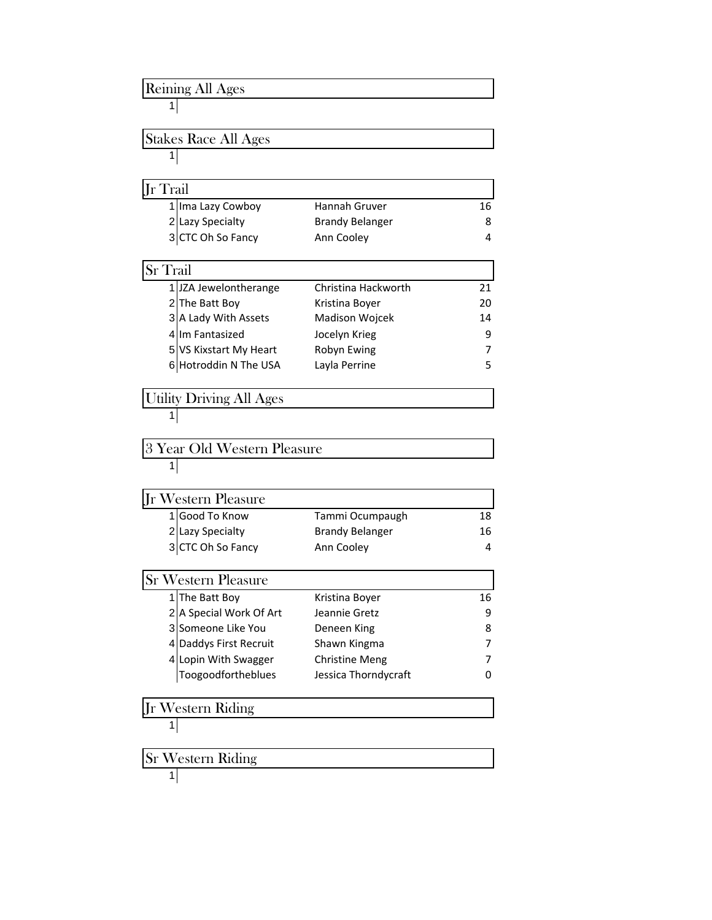## Reining All Ages

| Place | Horse | Rider | Points |
|---|---|---|---|
| 1 | | | |

## Stakes Race All Ages

| Place | Horse | Rider | Points |
|---|---|---|---|
| 1 | | | |

## Jr Trail

| Place | Horse | Rider | Points |
|---|---|---|---|
| 1 | Ima Lazy Cowboy | Hannah Gruver | 16 |
| 2 | Lazy Specialty | Brandy Belanger | 8 |
| 3 | CTC Oh So Fancy | Ann Cooley | 4 |

## Sr Trail

| Place | Horse | Rider | Points |
|---|---|---|---|
| 1 | JZA Jewelontherange | Christina Hackworth | 21 |
| 2 | The Batt Boy | Kristina Boyer | 20 |
| 3 | A Lady With Assets | Madison Wojcek | 14 |
| 4 | Im Fantasized | Jocelyn Krieg | 9 |
| 5 | VS Kixstart My Heart | Robyn Ewing | 7 |
| 6 | Hotroddin N The USA | Layla Perrine | 5 |

## Utility Driving All Ages

| Place | Horse | Rider | Points |
|---|---|---|---|
| 1 | | | |

## 3 Year Old Western Pleasure

| Place | Horse | Rider | Points |
|---|---|---|---|
| 1 | | | |

## Jr Western Pleasure

| Place | Horse | Rider | Points |
|---|---|---|---|
| 1 | Good To Know | Tammi Ocumpaugh | 18 |
| 2 | Lazy Specialty | Brandy Belanger | 16 |
| 3 | CTC Oh So Fancy | Ann Cooley | 4 |

## Sr Western Pleasure

| Place | Horse | Rider | Points |
|---|---|---|---|
| 1 | The Batt Boy | Kristina Boyer | 16 |
| 2 | A Special Work Of Art | Jeannie Gretz | 9 |
| 3 | Someone Like You | Deneen King | 8 |
| 4 | Daddys First Recruit | Shawn Kingma | 7 |
| 4 | Lopin With Swagger | Christine Meng | 7 |
| | Toogoodfortheblues | Jessica Thorndycraft | 0 |

## Jr Western Riding

| Place | Horse | Rider | Points |
|---|---|---|---|
| 1 | | | |

## Sr Western Riding

| Place | Horse | Rider | Points |
|---|---|---|---|
| 1 | | | |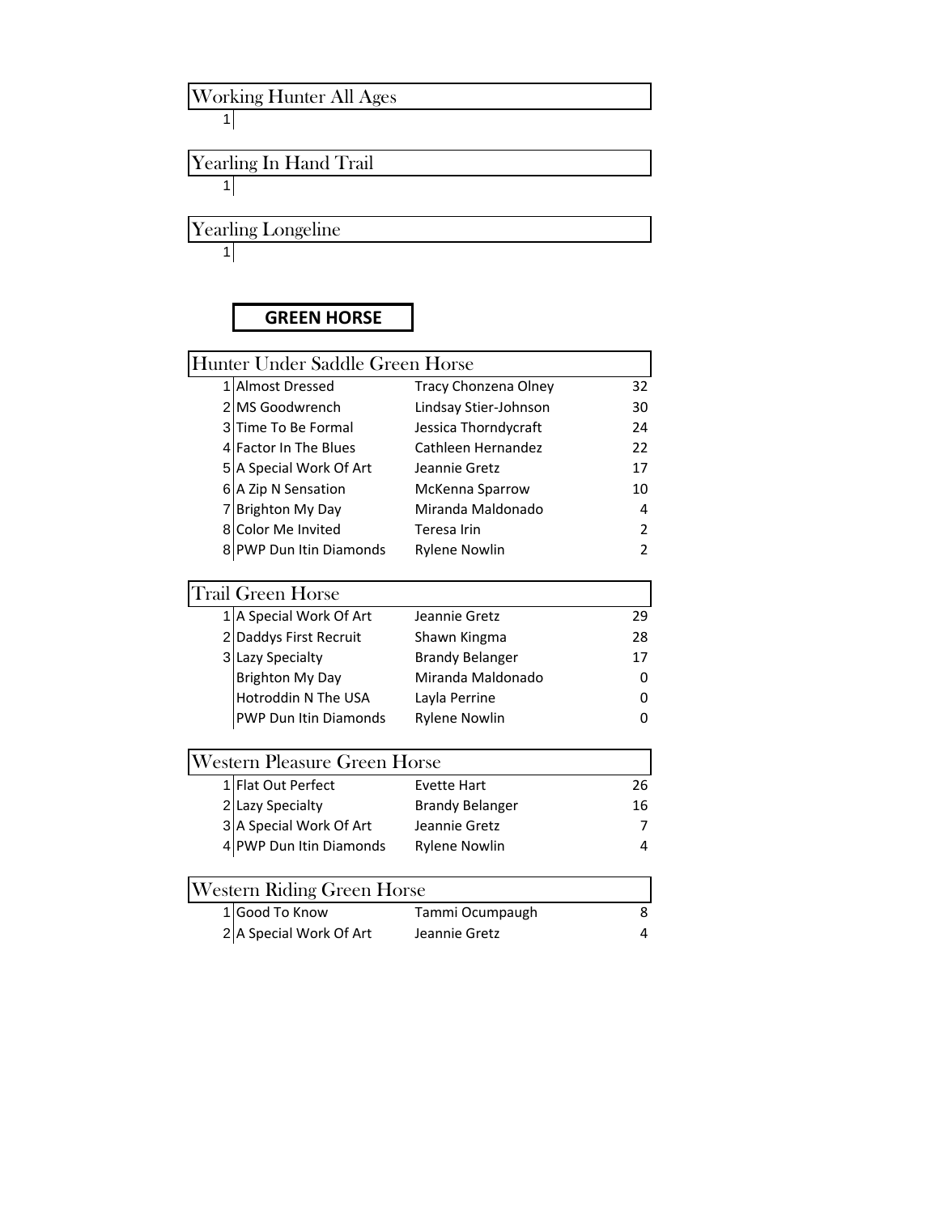## Working Hunter All Ages

| | | | |
|---|---|---|---|
| 1 | | | |

## Yearling In Hand Trail

| | | | |
|---|---|---|---|
| 1 | | | |

## Yearling Longeline

| | | | |
|---|---|---|---|
| 1 | | | |

# GREEN HORSE

## Hunter Under Saddle Green Horse

| | | | |
|---|---|---|---|
| 1 | Almost Dressed | Tracy Chonzena Olney | 32 |
| 2 | MS Goodwrench | Lindsay Stier-Johnson | 30 |
| 3 | Time To Be Formal | Jessica Thorndycraft | 24 |
| 4 | Factor In The Blues | Cathleen Hernandez | 22 |
| 5 | A Special Work Of Art | Jeannie Gretz | 17 |
| 6 | A Zip N Sensation | McKenna Sparrow | 10 |
| 7 | Brighton My Day | Miranda Maldonado | 4 |
| 8 | Color Me Invited | Teresa Irin | 2 |
| 8 | PWP Dun Itin Diamonds | Rylene Nowlin | 2 |

## Trail Green Horse

| | | | |
|---|---|---|---|
| 1 | A Special Work Of Art | Jeannie Gretz | 29 |
| 2 | Daddys First Recruit | Shawn Kingma | 28 |
| 3 | Lazy Specialty | Brandy Belanger | 17 |
| | Brighton My Day | Miranda Maldonado | 0 |
| | Hotroddin N The USA | Layla Perrine | 0 |
| | PWP Dun Itin Diamonds | Rylene Nowlin | 0 |

## Western Pleasure Green Horse

| | | | |
|---|---|---|---|
| 1 | Flat Out Perfect | Evette Hart | 26 |
| 2 | Lazy Specialty | Brandy Belanger | 16 |
| 3 | A Special Work Of Art | Jeannie Gretz | 7 |
| 4 | PWP Dun Itin Diamonds | Rylene Nowlin | 4 |

## Western Riding Green Horse

| | | | |
|---|---|---|---|
| 1 | Good To Know | Tammi Ocumpaugh | 8 |
| 2 | A Special Work Of Art | Jeannie Gretz | 4 |